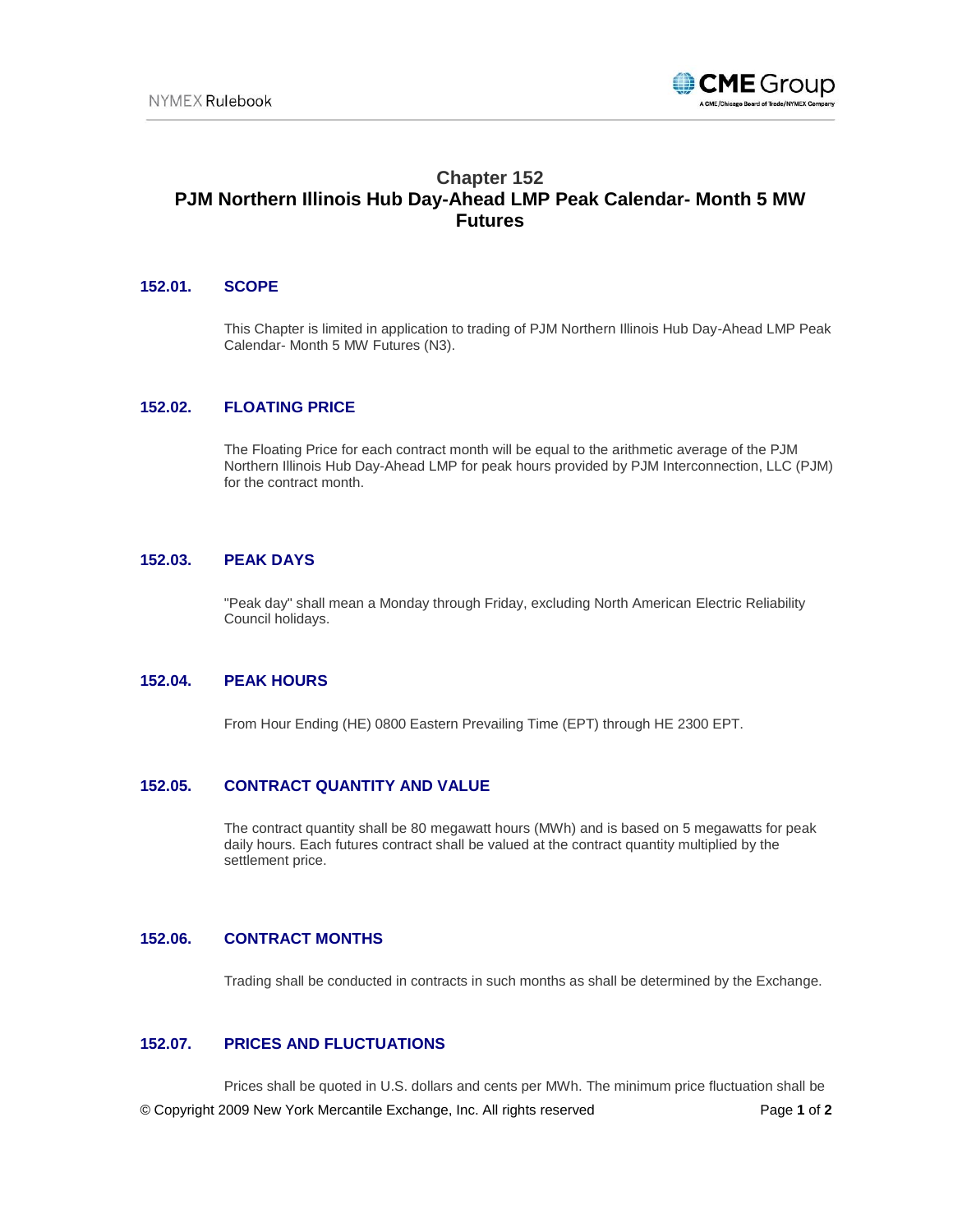# Chapter 152
# PJM Northern Illinois Hub Day-Ahead LMP Peak Calendar- Month 5 MW Futures

## 152.01. SCOPE

This Chapter is limited in application to trading of PJM Northern Illinois Hub Day-Ahead LMP Peak Calendar- Month 5 MW Futures (N3).

## 152.02. FLOATING PRICE

The Floating Price for each contract month will be equal to the arithmetic average of the PJM Northern Illinois Hub Day-Ahead LMP for peak hours provided by PJM Interconnection, LLC (PJM) for the contract month.

## 152.03. PEAK DAYS

"Peak day" shall mean a Monday through Friday, excluding North American Electric Reliability Council holidays.

## 152.04. PEAK HOURS

From Hour Ending (HE) 0800 Eastern Prevailing Time (EPT) through HE 2300 EPT.

## 152.05. CONTRACT QUANTITY AND VALUE

The contract quantity shall be 80 megawatt hours (MWh) and is based on 5 megawatts for peak daily hours. Each futures contract shall be valued at the contract quantity multiplied by the settlement price.

## 152.06. CONTRACT MONTHS

Trading shall be conducted in contracts in such months as shall be determined by the Exchange.

## 152.07. PRICES AND FLUCTUATIONS

Prices shall be quoted in U.S. dollars and cents per MWh. The minimum price fluctuation shall be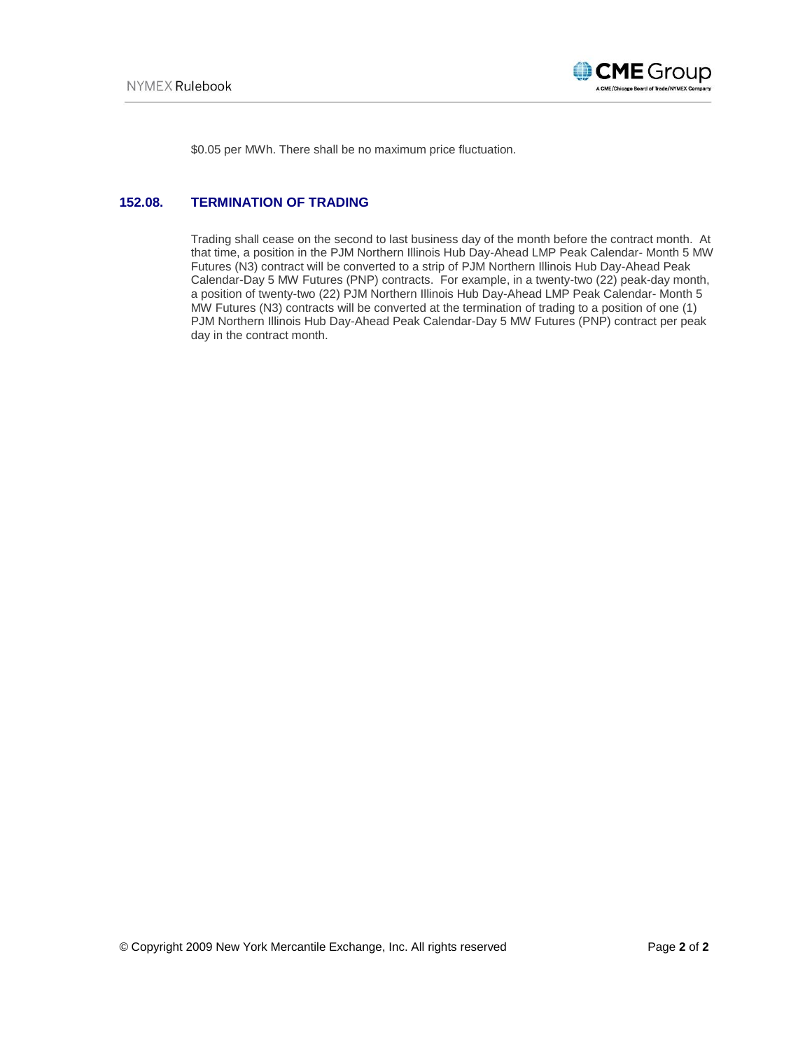$0.05 per MWh. There shall be no maximum price fluctuation.

## 152.08. TERMINATION OF TRADING

Trading shall cease on the second to last business day of the month before the contract month. At that time, a position in the PJM Northern Illinois Hub Day-Ahead LMP Peak Calendar- Month 5 MW Futures (N3) contract will be converted to a strip of PJM Northern Illinois Hub Day-Ahead Peak Calendar-Day 5 MW Futures (PNP) contracts. For example, in a twenty-two (22) peak-day month, a position of twenty-two (22) PJM Northern Illinois Hub Day-Ahead LMP Peak Calendar- Month 5 MW Futures (N3) contracts will be converted at the termination of trading to a position of one (1) PJM Northern Illinois Hub Day-Ahead Peak Calendar-Day 5 MW Futures (PNP) contract per peak day in the contract month.